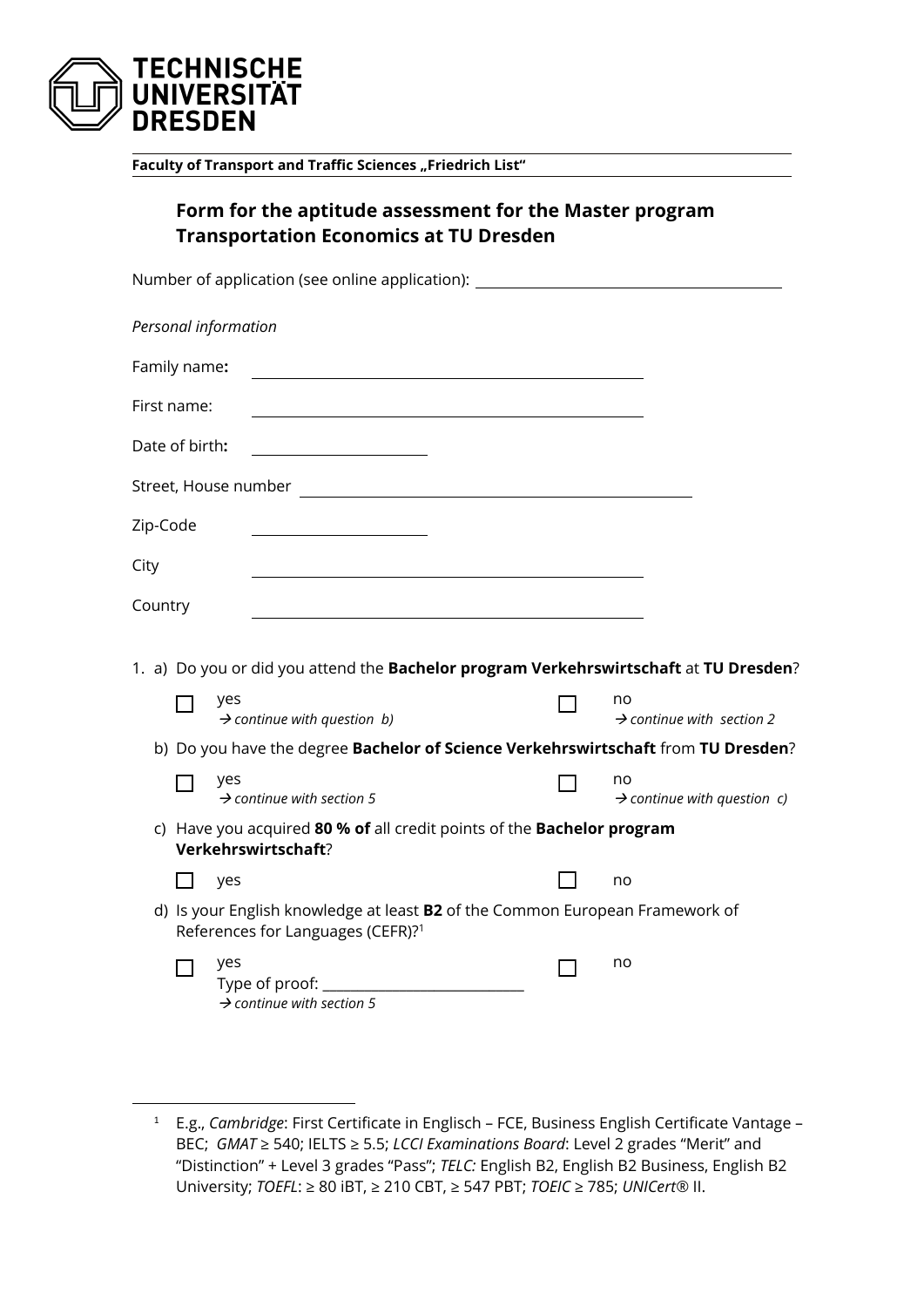**TECHNISCHE UNIVERSITÄT DRESDEN**

**Faculty of Transport and Traffic Sciences „Friedrich List"**

## Form for the aptitude assessment for the Master program Transportation Economics at TU Dresden

Number of application (see online application): ______________________________

*Personal information*

Family name**:** ______________________________

First name: ______________________________

Date of birth**:** ______________________________

Street, House number ______________________________

Zip-Code ______________________________

City ______________________________

Country ______________________________

1. a) Do you or did you attend the **Bachelor program Verkehrswirtschaft** at **TU Dresden**?

   ☐ yes
   → *continue with question b)*

   ☐ no
   → *continue with section 2*

   b) Do you have the degree **Bachelor of Science Verkehrswirtschaft** from **TU Dresden**?

   ☐ yes
   → *continue with section 5*

   ☐ no
   → *continue with question c)*

   c) Have you acquired **80 % of** all credit points of the **Bachelor program Verkehrswirtschaft**?

   ☐ yes

   ☐ no

   d) Is your English knowledge at least **B2** of the Common European Framework of References for Languages (CEFR)?[1]

   ☐ yes
   Type of proof: ______________________________
   → *continue with section 5*

   ☐ no

---

[1] E.g., *Cambridge*: First Certificate in Englisch – FCE, Business English Certificate Vantage – BEC; *GMAT* ≥ 540; IELTS ≥ 5.5; *LCCI Examinations Board*: Level 2 grades "Merit" and "Distinction" + Level 3 grades "Pass"; *TELC:* English B2, English B2 Business, English B2 University; *TOEFL*: ≥ 80 iBT, ≥ 210 CBT, ≥ 547 PBT; *TOEIC* ≥ 785; *UNICert®* II.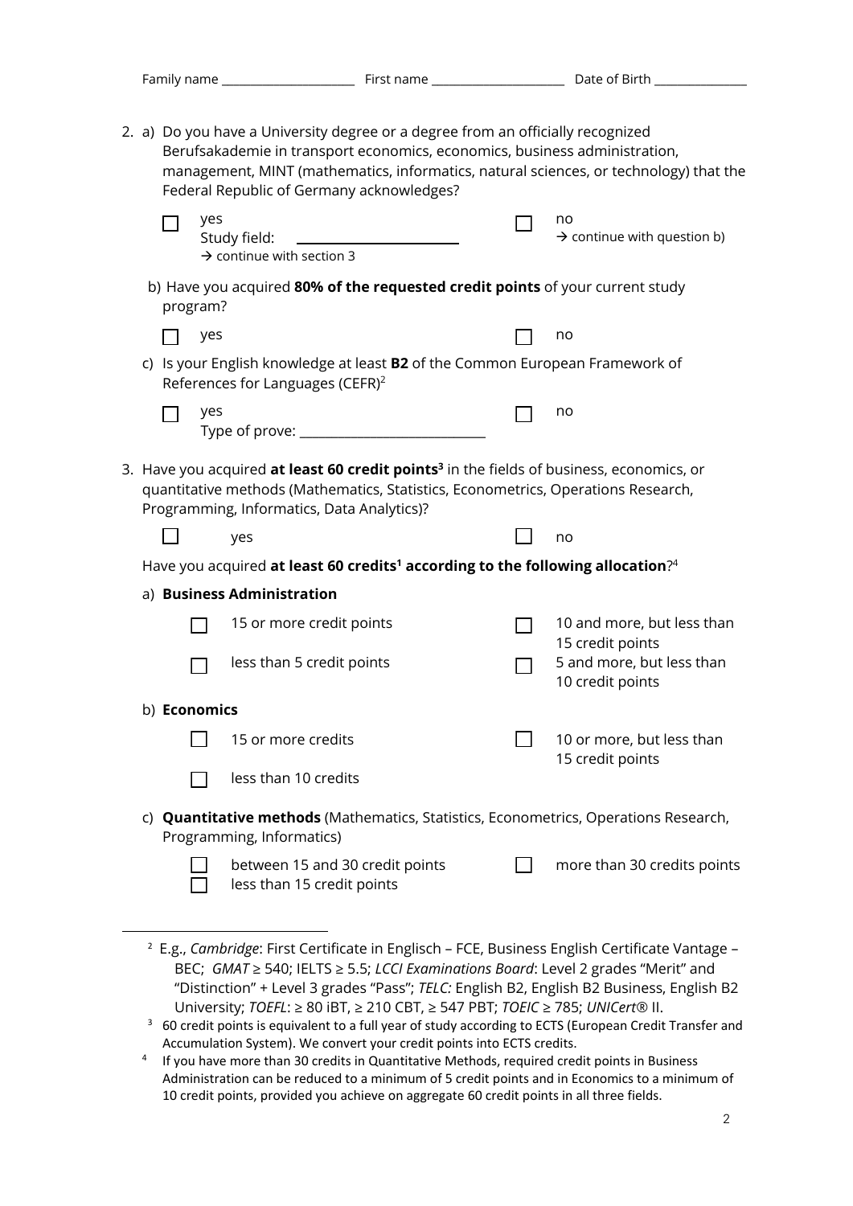Family name ____________________ First name ____________________ Date of Birth ______________

2. a) Do you have a University degree or a degree from an officially recognized Berufsakademie in transport economics, economics, business administration, management, MINT (mathematics, informatics, natural sciences, or technology) that the Federal Republic of Germany acknowledges?

   ☐ yes
   Study field: ____________________
   → continue with section 3

   ☐ no
   → continue with question b)

   b) Have you acquired **80% of the requested credit points** of your current study program?

   ☐ yes ☐ no

   c) Is your English knowledge at least **B2** of the Common European Framework of References for Languages (CEFR)[2]

   ☐ yes
   Type of prove: ________________________

   ☐ no

3. Have you acquired **at least 60 credit points[3]** in the fields of business, economics, or quantitative methods (Mathematics, Statistics, Econometrics, Operations Research, Programming, Informatics, Data Analytics)?

   ☐ yes ☐ no

   Have you acquired **at least 60 credits[1] according to the following allocation**?[4]

   a) **Business Administration**

   ☐ 15 or more credit points
   ☐ 10 and more, but less than 15 credit points
   ☐ less than 5 credit points
   ☐ 5 and more, but less than 10 credit points

   b) **Economics**

   ☐ 15 or more credits
   ☐ 10 or more, but less than 15 credit points
   ☐ less than 10 credits

   c) **Quantitative methods** (Mathematics, Statistics, Econometrics, Operations Research, Programming, Informatics)

   ☐ between 15 and 30 credit points
   ☐ less than 15 credit points
   ☐ more than 30 credits points

---

[2] E.g., *Cambridge*: First Certificate in Englisch – FCE, Business English Certificate Vantage – BEC; *GMAT* ≥ 540; IELTS ≥ 5.5; *LCCI Examinations Board*: Level 2 grades "Merit" and "Distinction" + Level 3 grades "Pass"; *TELC:* English B2, English B2 Business, English B2 University; *TOEFL*: ≥ 80 iBT, ≥ 210 CBT, ≥ 547 PBT; *TOEIC* ≥ 785; *UNICert®* II.

[3] 60 credit points is equivalent to a full year of study according to ECTS (European Credit Transfer and Accumulation System). We convert your credit points into ECTS credits.

[4] If you have more than 30 credits in Quantitative Methods, required credit points in Business Administration can be reduced to a minimum of 5 credit points and in Economics to a minimum of 10 credit points, provided you achieve on aggregate 60 credit points in all three fields.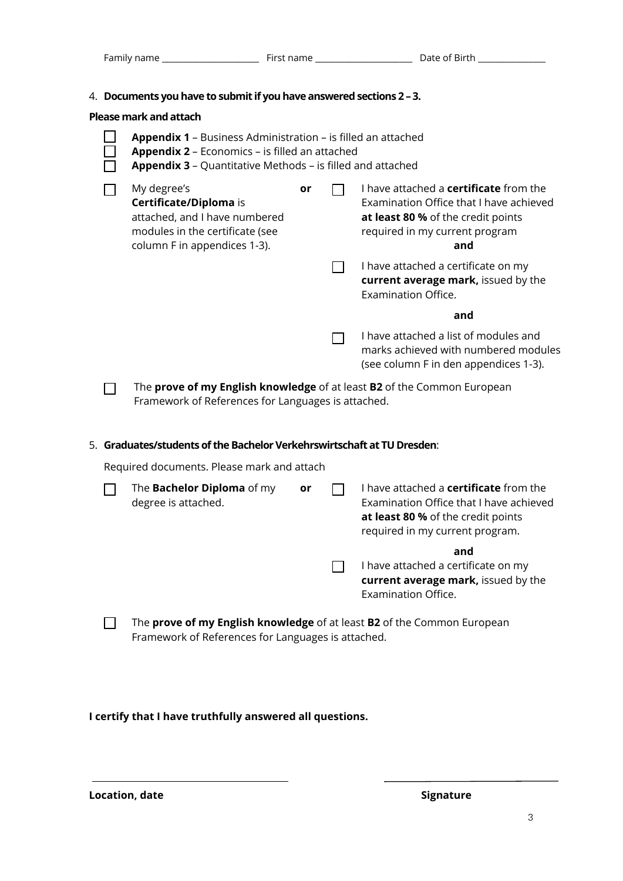Family name ______________________ First name ______________________ Date of Birth _______________

4. **Documents you have to submit if you have answered sections 2 – 3.**

**Please mark and attach**

- ☐ **Appendix 1** – Business Administration – is filled an attached
- ☐ **Appendix 2** – Economics – is filled an attached
- ☐ **Appendix 3** – Quantitative Methods – is filled and attached

| | | | | |
|---|---|---|---|---|
| ☐ | My degree's **Certificate/Diploma** is attached, and I have numbered modules in the certificate (see column F in appendices 1-3). | **or** | ☐ | I have attached a **certificate** from the Examination Office that I have achieved **at least 80 %** of the credit points required in my current program **and** |
| | | | ☐ | I have attached a certificate on my **current average mark,** issued by the Examination Office. **and** |
| | | | ☐ | I have attached a list of modules and marks achieved with numbered modules (see column F in den appendices 1-3). |

☐ The **prove of my English knowledge** of at least **B2** of the Common European Framework of References for Languages is attached.

5. **Graduates/students of the Bachelor Verkehrswirtschaft at TU Dresden**:

Required documents. Please mark and attach

| | | | | |
|---|---|---|---|---|
| ☐ | The **Bachelor Diploma** of my degree is attached. | **or** | ☐ | I have attached a **certificate** from the Examination Office that I have achieved **at least 80 %** of the credit points required in my current program. **and** |
| | | | ☐ | I have attached a certificate on my **current average mark,** issued by the Examination Office. |

☐ The **prove of my English knowledge** of at least **B2** of the Common European Framework of References for Languages is attached.

**I certify that I have truthfully answered all questions.**

_______________________________ _______________________________

**Location, date** **Signature**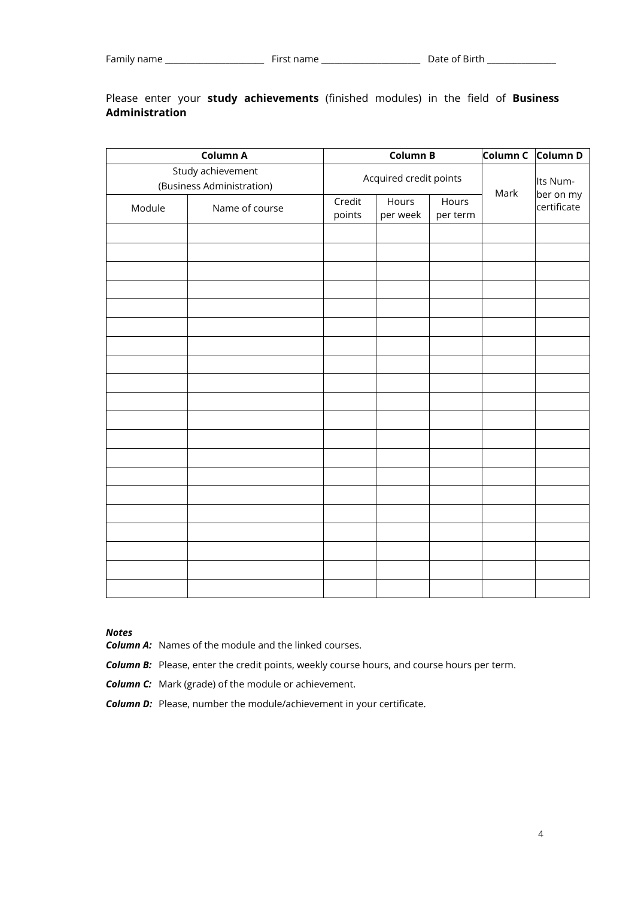Family name ______________________ First name ______________________ Date of Birth _______________

Please enter your **study achievements** (finished modules) in the field of **Business Administration**

| **Column A** | | **Column B** | | | **Column C** | **Column D** |
|---|---|---|---|---|---|---|
| Study achievement (Business Administration) | | Acquired credit points | | | Mark | Its Number on my certificate |
| Module | Name of course | Credit points | Hours per week | Hours per term | | |
| | | | | | | |
| | | | | | | |
| | | | | | | |
| | | | | | | |
| | | | | | | |
| | | | | | | |
| | | | | | | |
| | | | | | | |
| | | | | | | |
| | | | | | | |
| | | | | | | |
| | | | | | | |
| | | | | | | |
| | | | | | | |
| | | | | | | |
| | | | | | | |
| | | | | | | |
| | | | | | | |
| | | | | | | |
| | | | | | | |

***Notes***

***Column A:*** Names of the module and the linked courses.

***Column B:*** Please, enter the credit points, weekly course hours, and course hours per term.

***Column C:*** Mark (grade) of the module or achievement.

***Column D:*** Please, number the module/achievement in your certificate.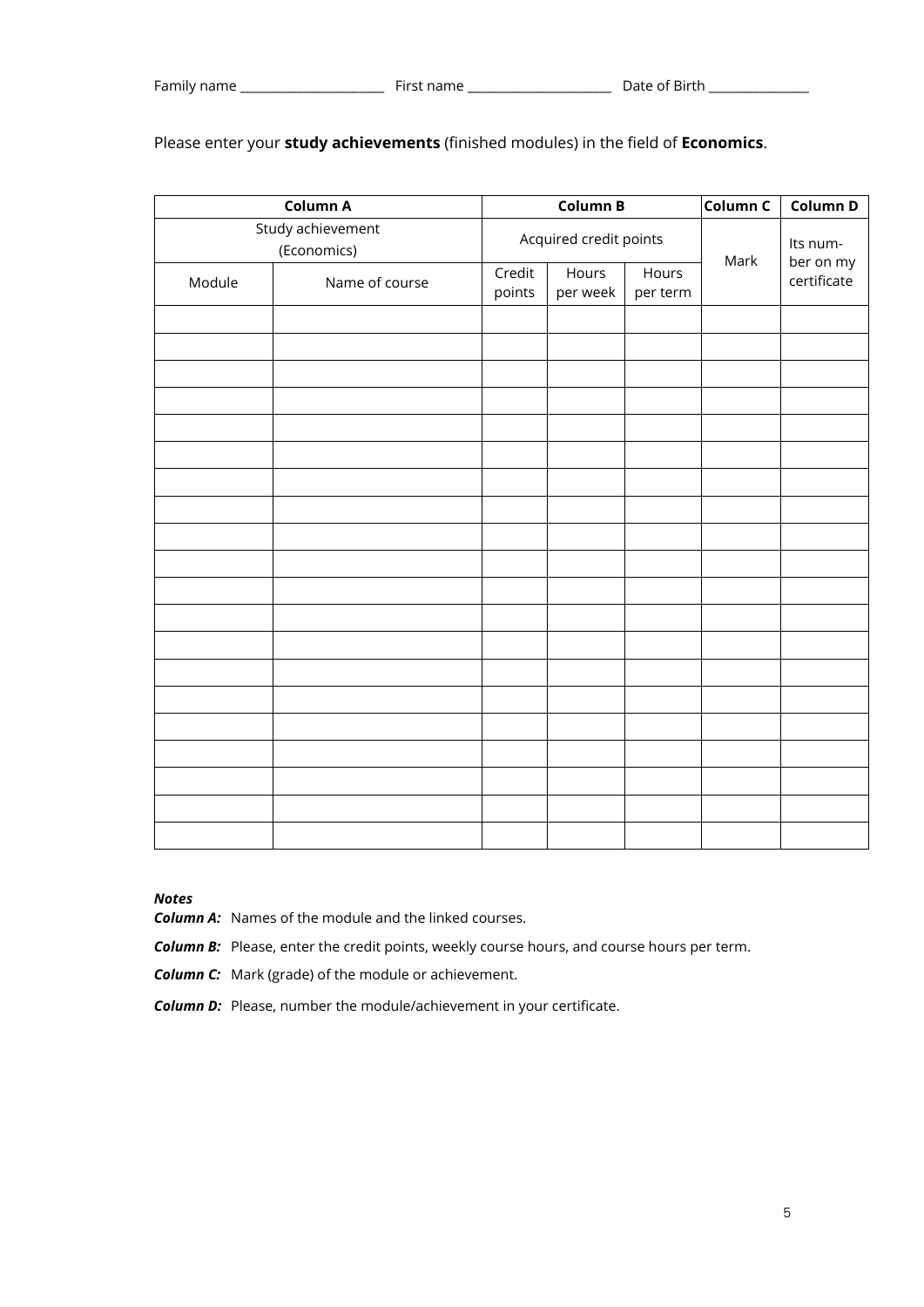Family name ______________________ First name ______________________ Date of Birth _______________

Please enter your **study achievements** (finished modules) in the field of **Economics**.

| **Column A** | | **Column B** | | | **Column C** | **Column D** |
|---|---|---|---|---|---|---|
| Study achievement (Economics) | | Acquired credit points | | | Mark | Its number on my certificate |
| Module | Name of course | Credit points | Hours per week | Hours per term | | |
| | | | | | | |
| | | | | | | |
| | | | | | | |
| | | | | | | |
| | | | | | | |
| | | | | | | |
| | | | | | | |
| | | | | | | |
| | | | | | | |
| | | | | | | |
| | | | | | | |
| | | | | | | |
| | | | | | | |
| | | | | | | |
| | | | | | | |
| | | | | | | |
| | | | | | | |
| | | | | | | |
| | | | | | | |
| | | | | | | |

***Notes***

***Column A:*** Names of the module and the linked courses.

***Column B:*** Please, enter the credit points, weekly course hours, and course hours per term.

***Column C:*** Mark (grade) of the module or achievement.

***Column D:*** Please, number the module/achievement in your certificate.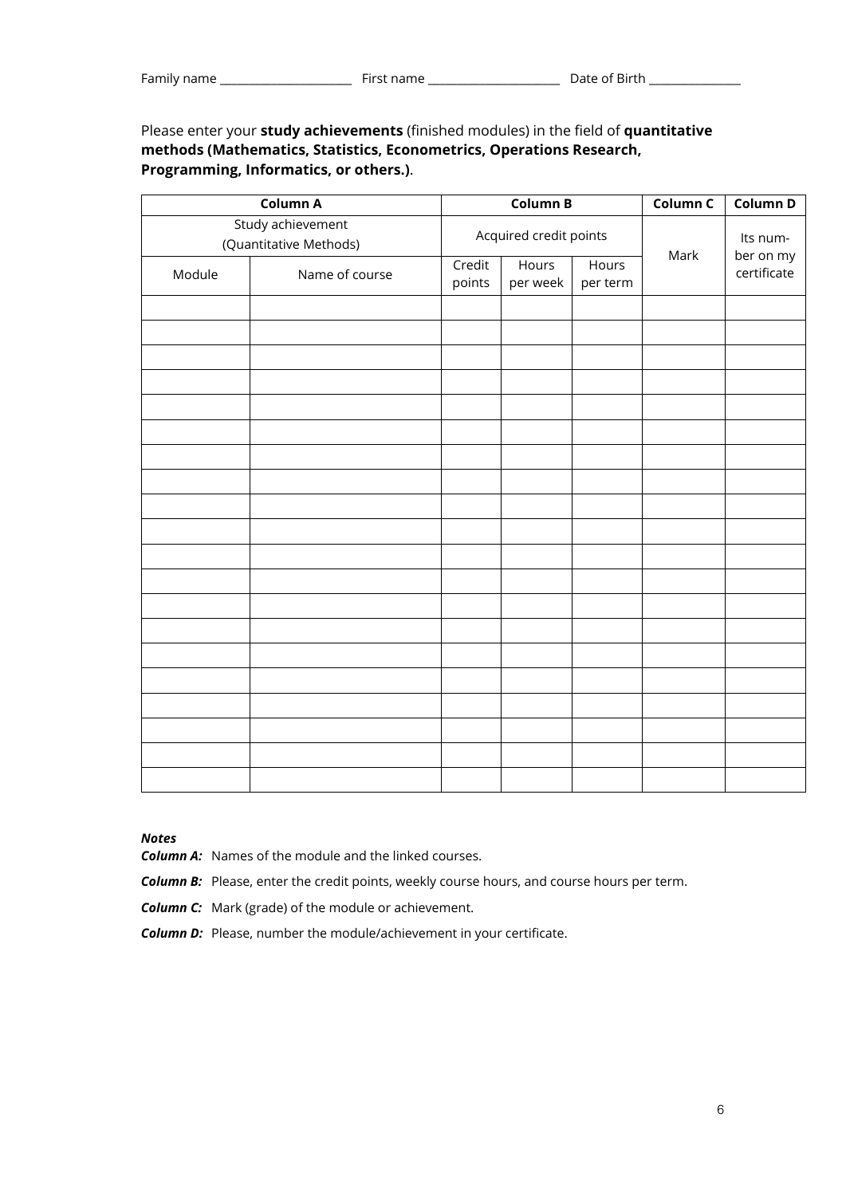Family name ______________________ First name ______________________ Date of Birth _______________

Please enter your **study achievements** (finished modules) in the field of **quantitative methods (Mathematics, Statistics, Econometrics, Operations Research, Programming, Informatics, or others.)**.

| Column A | | Column B | | | Column C | Column D |
|---|---|---|---|---|---|---|
| Study achievement (Quantitative Methods) | | Acquired credit points | | | Mark | Its number on my certificate |
| Module | Name of course | Credit points | Hours per week | Hours per term | | |
| | | | | | | |
| | | | | | | |
| | | | | | | |
| | | | | | | |
| | | | | | | |
| | | | | | | |
| | | | | | | |
| | | | | | | |
| | | | | | | |
| | | | | | | |
| | | | | | | |
| | | | | | | |
| | | | | | | |
| | | | | | | |
| | | | | | | |
| | | | | | | |
| | | | | | | |
| | | | | | | |
| | | | | | | |
| | | | | | | |

***Notes***

***Column A:*** Names of the module and the linked courses.

***Column B:*** Please, enter the credit points, weekly course hours, and course hours per term.

***Column C:*** Mark (grade) of the module or achievement.

***Column D:*** Please, number the module/achievement in your certificate.